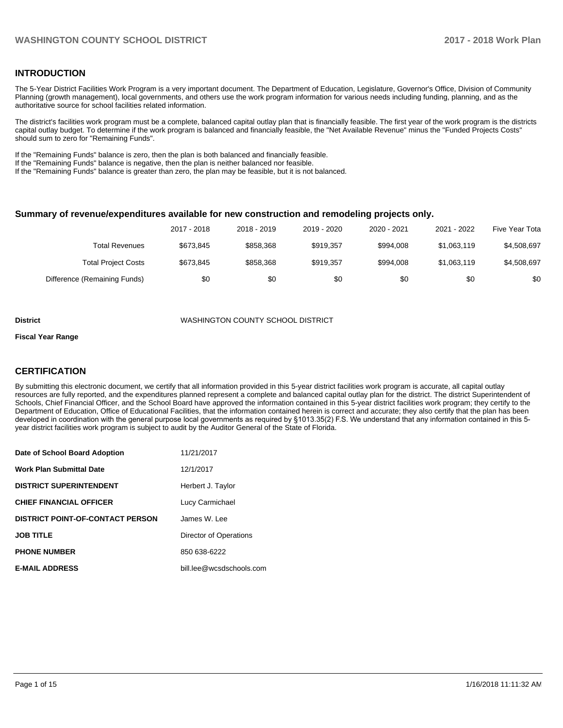## INTRODUCTION

The 5-Year District Facilities Work Program is a very important document. The Department of Education, Legislature, Governor's Office, Division of Community Planning (growth management), local governments, and others use the work program information for various needs including funding, planning, and as the authoritative source for school facilities related information.

The district's facilities work program must be a complete, balanced capital outlay plan that is financially feasible. The first year of the work program is the districts capital outlay budget. To determine if the work program is balanced and financially feasible, the "Net Available Revenue" minus the "Funded Projects Costs" should sum to zero for "Remaining Funds".

If the "Remaining Funds" balance is zero, then the plan is both balanced and financially feasible.
If the "Remaining Funds" balance is negative, then the plan is neither balanced nor feasible.
If the "Remaining Funds" balance is greater than zero, the plan may be feasible, but it is not balanced.

### Summary of revenue/expenditures available for new construction and remodeling projects only.

| | 2017 - 2018 | 2018 - 2019 | 2019 - 2020 | 2020 - 2021 | 2021 - 2022 | Five Year Tota |
|---|---|---|---|---|---|---|
| Total Revenues | $673,845 | $858,368 | $919,357 | $994,008 | $1,063,119 | $4,508,697 |
| Total Project Costs | $673,845 | $858,368 | $919,357 | $994,008 | $1,063,119 | $4,508,697 |
| Difference (Remaining Funds) | $0 | $0 | $0 | $0 | $0 | $0 |

**District** WASHINGTON COUNTY SCHOOL DISTRICT

**Fiscal Year Range**

## CERTIFICATION

By submitting this electronic document, we certify that all information provided in this 5-year district facilities work program is accurate, all capital outlay resources are fully reported, and the expenditures planned represent a complete and balanced capital outlay plan for the district. The district Superintendent of Schools, Chief Financial Officer, and the School Board have approved the information contained in this 5-year district facilities work program; they certify to the Department of Education, Office of Educational Facilities, that the information contained herein is correct and accurate; they also certify that the plan has been developed in coordination with the general purpose local governments as required by §1013.35(2) F.S. We understand that any information contained in this 5-year district facilities work program is subject to audit by the Auditor General of the State of Florida.

| | |
|---|---|
| **Date of School Board Adoption** | 11/21/2017 |
| **Work Plan Submittal Date** | 12/1/2017 |
| **DISTRICT SUPERINTENDENT** | Herbert J. Taylor |
| **CHIEF FINANCIAL OFFICER** | Lucy Carmichael |
| **DISTRICT POINT-OF-CONTACT PERSON** | James W. Lee |
| **JOB TITLE** | Director of Operations |
| **PHONE NUMBER** | 850 638-6222 |
| **E-MAIL ADDRESS** | bill.lee@wcsdschools.com |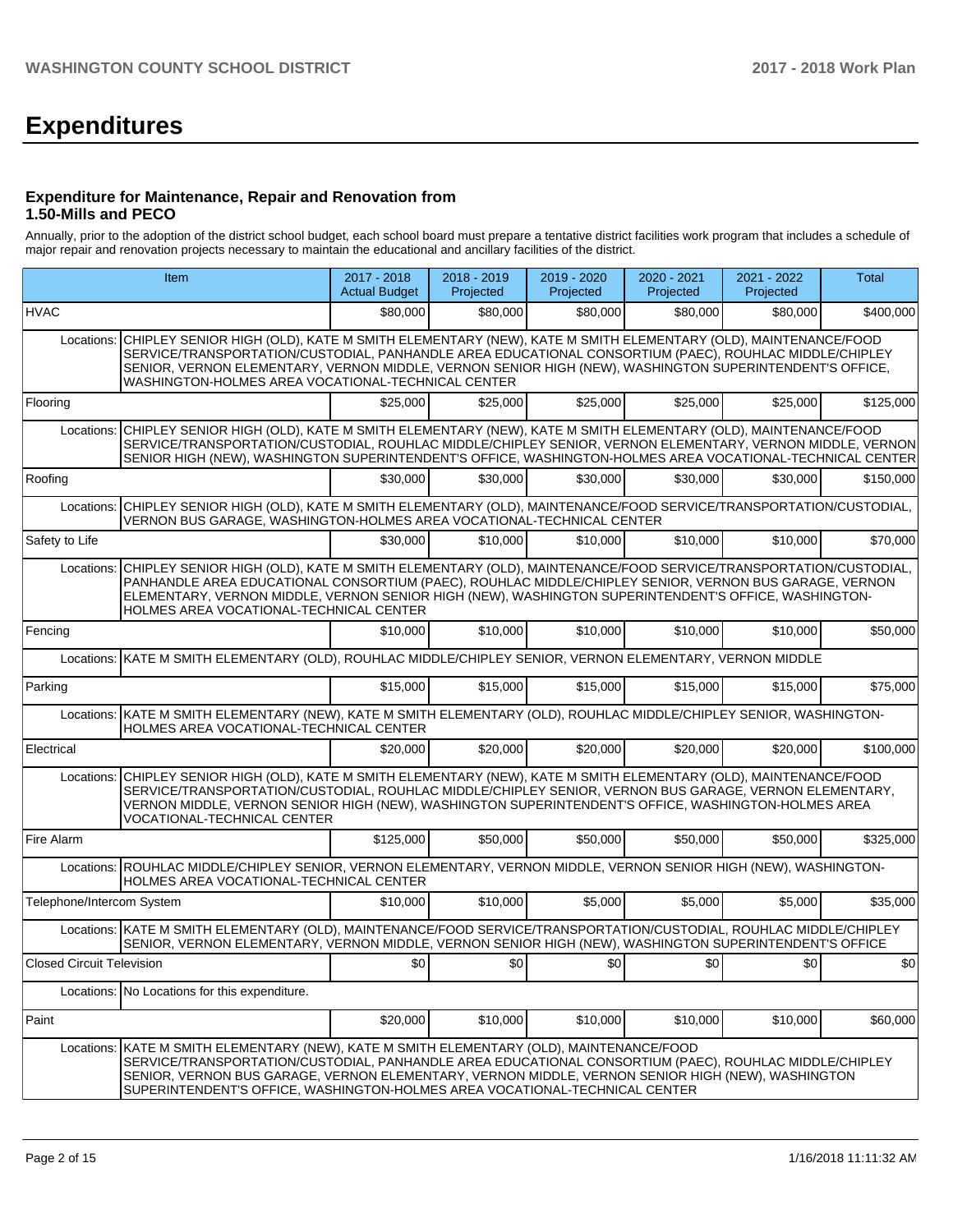# Expenditures

### Expenditure for Maintenance, Repair and Renovation from 1.50-Mills and PECO

Annually, prior to the adoption of the district school budget, each school board must prepare a tentative district facilities work program that includes a schedule of major repair and renovation projects necessary to maintain the educational and ancillary facilities of the district.

| Item | | 2017 - 2018 Actual Budget | 2018 - 2019 Projected | 2019 - 2020 Projected | 2020 - 2021 Projected | 2021 - 2022 Projected | Total |
|---|---|---|---|---|---|---|---|
| HVAC | | $80,000 | $80,000 | $80,000 | $80,000 | $80,000 | $400,000 |
| Locations: | CHIPLEY SENIOR HIGH (OLD), KATE M SMITH ELEMENTARY (NEW), KATE M SMITH ELEMENTARY (OLD), MAINTENANCE/FOOD SERVICE/TRANSPORTATION/CUSTODIAL, PANHANDLE AREA EDUCATIONAL CONSORTIUM (PAEC), ROUHLAC MIDDLE/CHIPLEY SENIOR, VERNON ELEMENTARY, VERNON MIDDLE, VERNON SENIOR HIGH (NEW), WASHINGTON SUPERINTENDENT'S OFFICE, WASHINGTON-HOLMES AREA VOCATIONAL-TECHNICAL CENTER | | | | | | |
| Flooring | | $25,000 | $25,000 | $25,000 | $25,000 | $25,000 | $125,000 |
| Locations: | CHIPLEY SENIOR HIGH (OLD), KATE M SMITH ELEMENTARY (NEW), KATE M SMITH ELEMENTARY (OLD), MAINTENANCE/FOOD SERVICE/TRANSPORTATION/CUSTODIAL, ROUHLAC MIDDLE/CHIPLEY SENIOR, VERNON ELEMENTARY, VERNON MIDDLE, VERNON SENIOR HIGH (NEW), WASHINGTON SUPERINTENDENT'S OFFICE, WASHINGTON-HOLMES AREA VOCATIONAL-TECHNICAL CENTER | | | | | | |
| Roofing | | $30,000 | $30,000 | $30,000 | $30,000 | $30,000 | $150,000 |
| Locations: | CHIPLEY SENIOR HIGH (OLD), KATE M SMITH ELEMENTARY (OLD), MAINTENANCE/FOOD SERVICE/TRANSPORTATION/CUSTODIAL, VERNON BUS GARAGE, WASHINGTON-HOLMES AREA VOCATIONAL-TECHNICAL CENTER | | | | | | |
| Safety to Life | | $30,000 | $10,000 | $10,000 | $10,000 | $10,000 | $70,000 |
| Locations: | CHIPLEY SENIOR HIGH (OLD), KATE M SMITH ELEMENTARY (OLD), MAINTENANCE/FOOD SERVICE/TRANSPORTATION/CUSTODIAL, PANHANDLE AREA EDUCATIONAL CONSORTIUM (PAEC), ROUHLAC MIDDLE/CHIPLEY SENIOR, VERNON BUS GARAGE, VERNON ELEMENTARY, VERNON MIDDLE, VERNON SENIOR HIGH (NEW), WASHINGTON SUPERINTENDENT'S OFFICE, WASHINGTON-HOLMES AREA VOCATIONAL-TECHNICAL CENTER | | | | | | |
| Fencing | | $10,000 | $10,000 | $10,000 | $10,000 | $10,000 | $50,000 |
| Locations: | KATE M SMITH ELEMENTARY (OLD), ROUHLAC MIDDLE/CHIPLEY SENIOR, VERNON ELEMENTARY, VERNON MIDDLE | | | | | | |
| Parking | | $15,000 | $15,000 | $15,000 | $15,000 | $15,000 | $75,000 |
| Locations: | KATE M SMITH ELEMENTARY (NEW), KATE M SMITH ELEMENTARY (OLD), ROUHLAC MIDDLE/CHIPLEY SENIOR, WASHINGTON-HOLMES AREA VOCATIONAL-TECHNICAL CENTER | | | | | | |
| Electrical | | $20,000 | $20,000 | $20,000 | $20,000 | $20,000 | $100,000 |
| Locations: | CHIPLEY SENIOR HIGH (OLD), KATE M SMITH ELEMENTARY (NEW), KATE M SMITH ELEMENTARY (OLD), MAINTENANCE/FOOD SERVICE/TRANSPORTATION/CUSTODIAL, ROUHLAC MIDDLE/CHIPLEY SENIOR, VERNON BUS GARAGE, VERNON ELEMENTARY, VERNON MIDDLE, VERNON SENIOR HIGH (NEW), WASHINGTON SUPERINTENDENT'S OFFICE, WASHINGTON-HOLMES AREA VOCATIONAL-TECHNICAL CENTER | | | | | | |
| Fire Alarm | | $125,000 | $50,000 | $50,000 | $50,000 | $50,000 | $325,000 |
| Locations: | ROUHLAC MIDDLE/CHIPLEY SENIOR, VERNON ELEMENTARY, VERNON MIDDLE, VERNON SENIOR HIGH (NEW), WASHINGTON-HOLMES AREA VOCATIONAL-TECHNICAL CENTER | | | | | | |
| Telephone/Intercom System | | $10,000 | $10,000 | $5,000 | $5,000 | $5,000 | $35,000 |
| Locations: | KATE M SMITH ELEMENTARY (OLD), MAINTENANCE/FOOD SERVICE/TRANSPORTATION/CUSTODIAL, ROUHLAC MIDDLE/CHIPLEY SENIOR, VERNON ELEMENTARY, VERNON MIDDLE, VERNON SENIOR HIGH (NEW), WASHINGTON SUPERINTENDENT'S OFFICE | | | | | | |
| Closed Circuit Television | | $0 | $0 | $0 | $0 | $0 | $0 |
| Locations: | No Locations for this expenditure. | | | | | | |
| Paint | | $20,000 | $10,000 | $10,000 | $10,000 | $10,000 | $60,000 |
| Locations: | KATE M SMITH ELEMENTARY (NEW), KATE M SMITH ELEMENTARY (OLD), MAINTENANCE/FOOD SERVICE/TRANSPORTATION/CUSTODIAL, PANHANDLE AREA EDUCATIONAL CONSORTIUM (PAEC), ROUHLAC MIDDLE/CHIPLEY SENIOR, VERNON BUS GARAGE, VERNON ELEMENTARY, VERNON MIDDLE, VERNON SENIOR HIGH (NEW), WASHINGTON SUPERINTENDENT'S OFFICE, WASHINGTON-HOLMES AREA VOCATIONAL-TECHNICAL CENTER | | | | | | |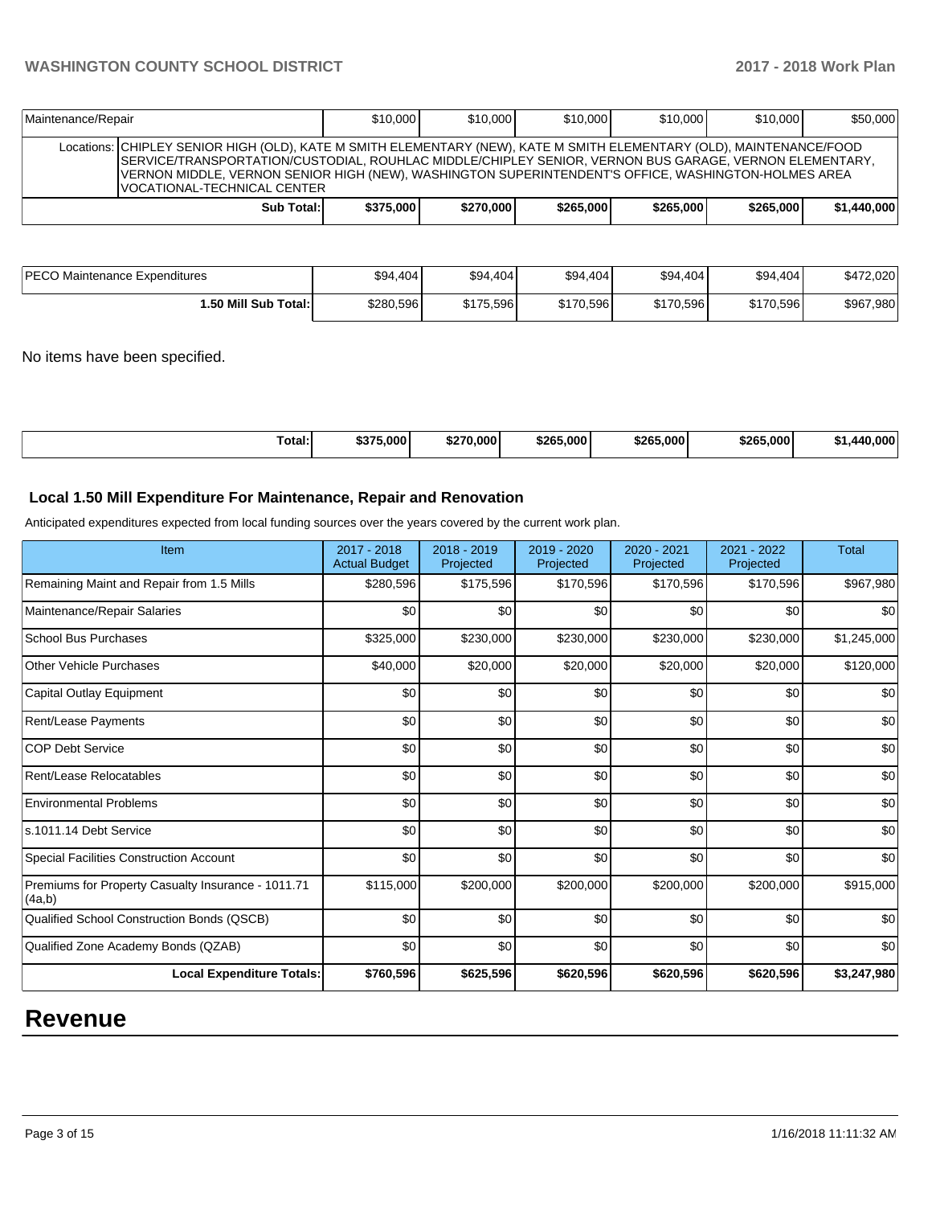| Maintenance/Repair | $10,000 | $10,000 | $10,000 | $10,000 | $10,000 | $50,000 |
|---|---|---|---|---|---|---|
| Locations: CHIPLEY SENIOR HIGH (OLD), KATE M SMITH ELEMENTARY (NEW), KATE M SMITH ELEMENTARY (OLD), MAINTENANCE/FOOD SERVICE/TRANSPORTATION/CUSTODIAL, ROUHLAC MIDDLE/CHIPLEY SENIOR, VERNON BUS GARAGE, VERNON ELEMENTARY, VERNON MIDDLE, VERNON SENIOR HIGH (NEW), WASHINGTON SUPERINTENDENT'S OFFICE, WASHINGTON-HOLMES AREA VOCATIONAL-TECHNICAL CENTER | | | | | | |
| **Sub Total:** | **$375,000** | **$270,000** | **$265,000** | **$265,000** | **$265,000** | **$1,440,000** |

| PECO Maintenance Expenditures | $94,404 | $94,404 | $94,404 | $94,404 | $94,404 | $472,020 |
|---|---|---|---|---|---|---|
| **1.50 Mill Sub Total:** | $280,596 | $175,596 | $170,596 | $170,596 | $170,596 | $967,980 |

No items have been specified.

| **Total:** | **$375,000** | **$270,000** | **$265,000** | **$265,000** | **$265,000** | **$1,440,000** |
|---|---|---|---|---|---|---|

## Local 1.50 Mill Expenditure For Maintenance, Repair and Renovation

Anticipated expenditures expected from local funding sources over the years covered by the current work plan.

| Item | 2017 - 2018 Actual Budget | 2018 - 2019 Projected | 2019 - 2020 Projected | 2020 - 2021 Projected | 2021 - 2022 Projected | Total |
|---|---|---|---|---|---|---|
| Remaining Maint and Repair from 1.5 Mills | $280,596 | $175,596 | $170,596 | $170,596 | $170,596 | $967,980 |
| Maintenance/Repair Salaries | $0 | $0 | $0 | $0 | $0 | $0 |
| School Bus Purchases | $325,000 | $230,000 | $230,000 | $230,000 | $230,000 | $1,245,000 |
| Other Vehicle Purchases | $40,000 | $20,000 | $20,000 | $20,000 | $20,000 | $120,000 |
| Capital Outlay Equipment | $0 | $0 | $0 | $0 | $0 | $0 |
| Rent/Lease Payments | $0 | $0 | $0 | $0 | $0 | $0 |
| COP Debt Service | $0 | $0 | $0 | $0 | $0 | $0 |
| Rent/Lease Relocatables | $0 | $0 | $0 | $0 | $0 | $0 |
| Environmental Problems | $0 | $0 | $0 | $0 | $0 | $0 |
| s.1011.14 Debt Service | $0 | $0 | $0 | $0 | $0 | $0 |
| Special Facilities Construction Account | $0 | $0 | $0 | $0 | $0 | $0 |
| Premiums for Property Casualty Insurance - 1011.71 (4a,b) | $115,000 | $200,000 | $200,000 | $200,000 | $200,000 | $915,000 |
| Qualified School Construction Bonds (QSCB) | $0 | $0 | $0 | $0 | $0 | $0 |
| Qualified Zone Academy Bonds (QZAB) | $0 | $0 | $0 | $0 | $0 | $0 |
| **Local Expenditure Totals:** | **$760,596** | **$625,596** | **$620,596** | **$620,596** | **$620,596** | **$3,247,980** |

# Revenue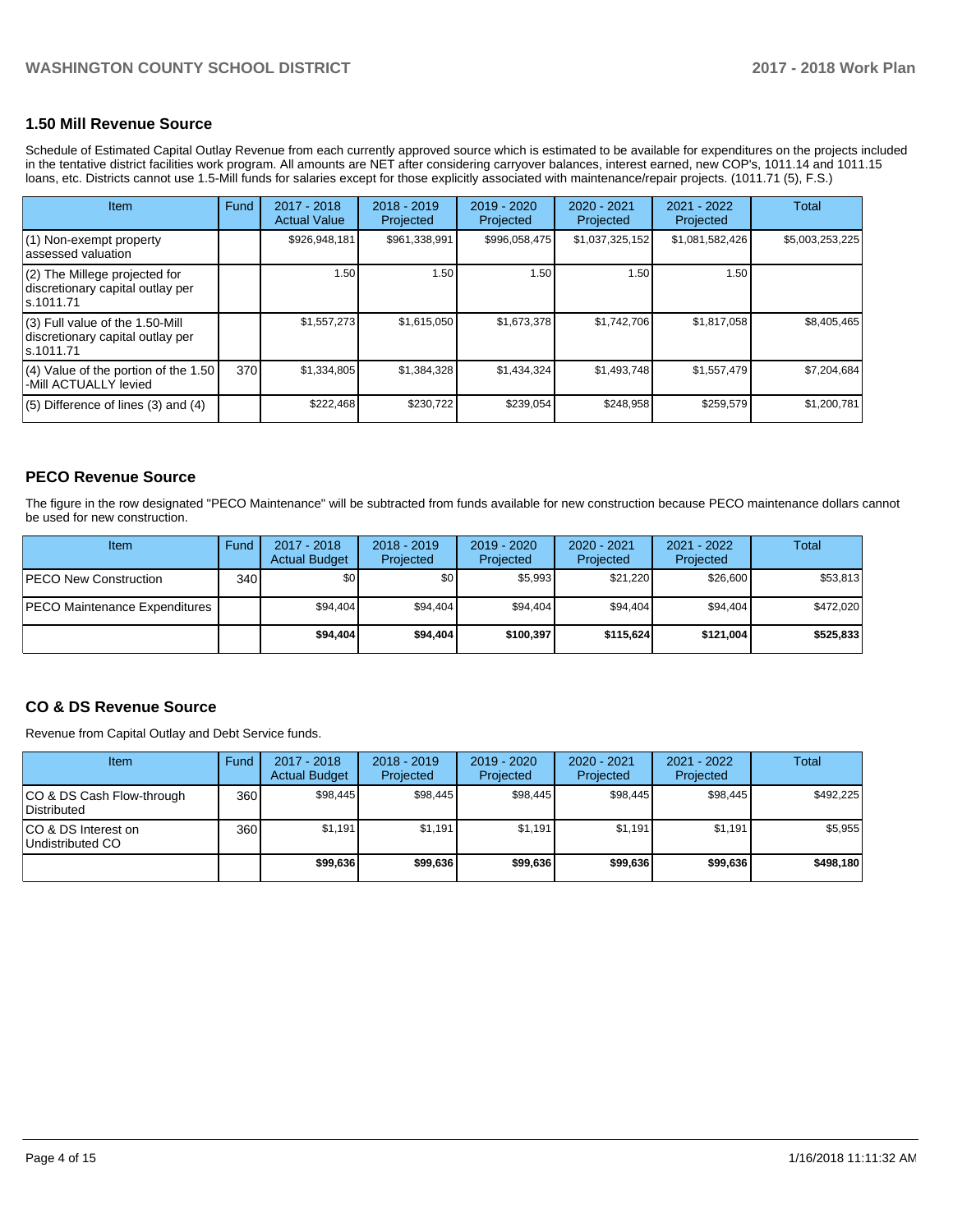## 1.50 Mill Revenue Source

Schedule of Estimated Capital Outlay Revenue from each currently approved source which is estimated to be available for expenditures on the projects included in the tentative district facilities work program. All amounts are NET after considering carryover balances, interest earned, new COP's, 1011.14 and 1011.15 loans, etc. Districts cannot use 1.5-Mill funds for salaries except for those explicitly associated with maintenance/repair projects. (1011.71 (5), F.S.)

| Item | Fund | 2017 - 2018 Actual Value | 2018 - 2019 Projected | 2019 - 2020 Projected | 2020 - 2021 Projected | 2021 - 2022 Projected | Total |
|---|---|---|---|---|---|---|---|
| (1) Non-exempt property assessed valuation | | $926,948,181 | $961,338,991 | $996,058,475 | $1,037,325,152 | $1,081,582,426 | $5,003,253,225 |
| (2) The Millege projected for discretionary capital outlay per s.1011.71 | | 1.50 | 1.50 | 1.50 | 1.50 | 1.50 | |
| (3) Full value of the 1.50-Mill discretionary capital outlay per s.1011.71 | | $1,557,273 | $1,615,050 | $1,673,378 | $1,742,706 | $1,817,058 | $8,405,465 |
| (4) Value of the portion of the 1.50 -Mill ACTUALLY levied | 370 | $1,334,805 | $1,384,328 | $1,434,324 | $1,493,748 | $1,557,479 | $7,204,684 |
| (5) Difference of lines (3) and (4) | | $222,468 | $230,722 | $239,054 | $248,958 | $259,579 | $1,200,781 |

## PECO Revenue Source

The figure in the row designated "PECO Maintenance" will be subtracted from funds available for new construction because PECO maintenance dollars cannot be used for new construction.

| Item | Fund | 2017 - 2018 Actual Budget | 2018 - 2019 Projected | 2019 - 2020 Projected | 2020 - 2021 Projected | 2021 - 2022 Projected | Total |
|---|---|---|---|---|---|---|---|
| PECO New Construction | 340 | $0 | $0 | $5,993 | $21,220 | $26,600 | $53,813 |
| PECO Maintenance Expenditures | | $94,404 | $94,404 | $94,404 | $94,404 | $94,404 | $472,020 |
| | | **$94,404** | **$94,404** | **$100,397** | **$115,624** | **$121,004** | **$525,833** |

## CO & DS Revenue Source

Revenue from Capital Outlay and Debt Service funds.

| Item | Fund | 2017 - 2018 Actual Budget | 2018 - 2019 Projected | 2019 - 2020 Projected | 2020 - 2021 Projected | 2021 - 2022 Projected | Total |
|---|---|---|---|---|---|---|---|
| CO & DS Cash Flow-through Distributed | 360 | $98,445 | $98,445 | $98,445 | $98,445 | $98,445 | $492,225 |
| CO & DS Interest on Undistributed CO | 360 | $1,191 | $1,191 | $1,191 | $1,191 | $1,191 | $5,955 |
| | | **$99,636** | **$99,636** | **$99,636** | **$99,636** | **$99,636** | **$498,180** |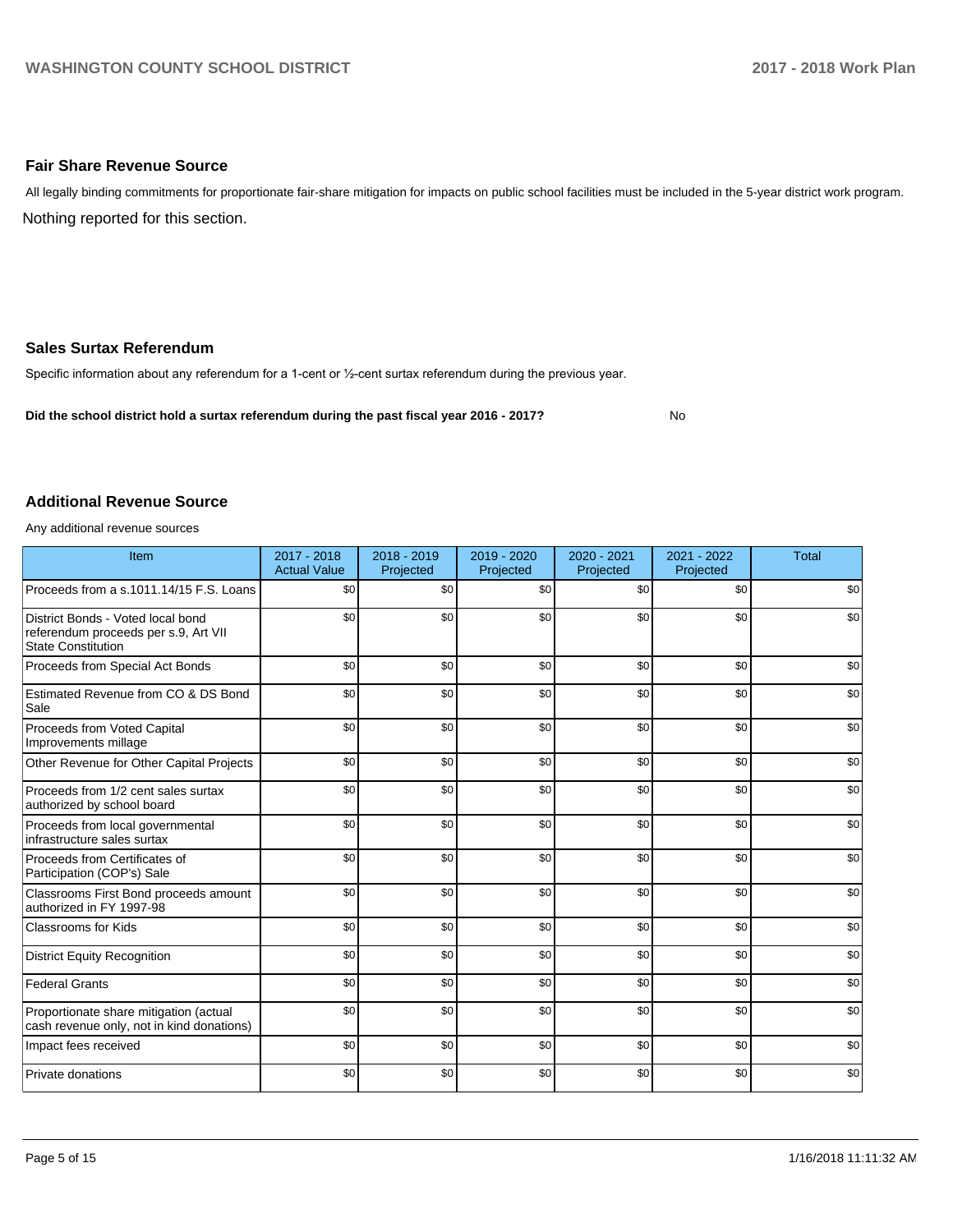## Fair Share Revenue Source

All legally binding commitments for proportionate fair-share mitigation for impacts on public school facilities must be included in the 5-year district work program.

Nothing reported for this section.

## Sales Surtax Referendum

Specific information about any referendum for a 1-cent or ½-cent surtax referendum during the previous year.

**Did the school district hold a surtax referendum during the past fiscal year 2016 - 2017?** No

## Additional Revenue Source

Any additional revenue sources

| Item | 2017 - 2018 Actual Value | 2018 - 2019 Projected | 2019 - 2020 Projected | 2020 - 2021 Projected | 2021 - 2022 Projected | Total |
|---|---|---|---|---|---|---|
| Proceeds from a s.1011.14/15 F.S. Loans | $0 | $0 | $0 | $0 | $0 | $0 |
| District Bonds - Voted local bond referendum proceeds per s.9, Art VII State Constitution | $0 | $0 | $0 | $0 | $0 | $0 |
| Proceeds from Special Act Bonds | $0 | $0 | $0 | $0 | $0 | $0 |
| Estimated Revenue from CO & DS Bond Sale | $0 | $0 | $0 | $0 | $0 | $0 |
| Proceeds from Voted Capital Improvements millage | $0 | $0 | $0 | $0 | $0 | $0 |
| Other Revenue for Other Capital Projects | $0 | $0 | $0 | $0 | $0 | $0 |
| Proceeds from 1/2 cent sales surtax authorized by school board | $0 | $0 | $0 | $0 | $0 | $0 |
| Proceeds from local governmental infrastructure sales surtax | $0 | $0 | $0 | $0 | $0 | $0 |
| Proceeds from Certificates of Participation (COP's) Sale | $0 | $0 | $0 | $0 | $0 | $0 |
| Classrooms First Bond proceeds amount authorized in FY 1997-98 | $0 | $0 | $0 | $0 | $0 | $0 |
| Classrooms for Kids | $0 | $0 | $0 | $0 | $0 | $0 |
| District Equity Recognition | $0 | $0 | $0 | $0 | $0 | $0 |
| Federal Grants | $0 | $0 | $0 | $0 | $0 | $0 |
| Proportionate share mitigation (actual cash revenue only, not in kind donations) | $0 | $0 | $0 | $0 | $0 | $0 |
| Impact fees received | $0 | $0 | $0 | $0 | $0 | $0 |
| Private donations | $0 | $0 | $0 | $0 | $0 | $0 |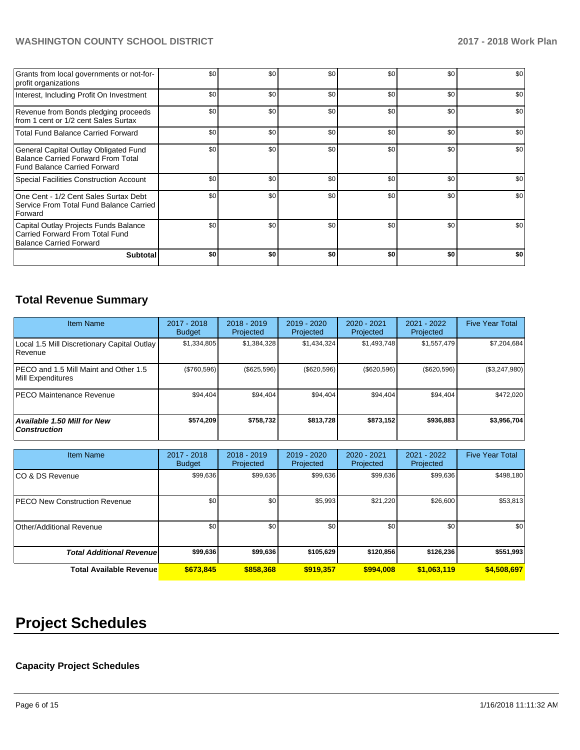| | | | | | | |
|---|---|---|---|---|---|---|
| Grants from local governments or not-for-profit organizations | $0 | $0 | $0 | $0 | $0 | $0 |
| Interest, Including Profit On Investment | $0 | $0 | $0 | $0 | $0 | $0 |
| Revenue from Bonds pledging proceeds from 1 cent or 1/2 cent Sales Surtax | $0 | $0 | $0 | $0 | $0 | $0 |
| Total Fund Balance Carried Forward | $0 | $0 | $0 | $0 | $0 | $0 |
| General Capital Outlay Obligated Fund Balance Carried Forward From Total Fund Balance Carried Forward | $0 | $0 | $0 | $0 | $0 | $0 |
| Special Facilities Construction Account | $0 | $0 | $0 | $0 | $0 | $0 |
| One Cent - 1/2 Cent Sales Surtax Debt Service From Total Fund Balance Carried Forward | $0 | $0 | $0 | $0 | $0 | $0 |
| Capital Outlay Projects Funds Balance Carried Forward From Total Fund Balance Carried Forward | $0 | $0 | $0 | $0 | $0 | $0 |
| **Subtotal** | **$0** | **$0** | **$0** | **$0** | **$0** | **$0** |

## Total Revenue Summary

| Item Name | 2017 - 2018 Budget | 2018 - 2019 Projected | 2019 - 2020 Projected | 2020 - 2021 Projected | 2021 - 2022 Projected | Five Year Total |
|---|---|---|---|---|---|---|
| Local 1.5 Mill Discretionary Capital Outlay Revenue | $1,334,805 | $1,384,328 | $1,434,324 | $1,493,748 | $1,557,479 | $7,204,684 |
| PECO and 1.5 Mill Maint and Other 1.5 Mill Expenditures | ($760,596) | ($625,596) | ($620,596) | ($620,596) | ($620,596) | ($3,247,980) |
| PECO Maintenance Revenue | $94,404 | $94,404 | $94,404 | $94,404 | $94,404 | $472,020 |
| ***Available 1.50 Mill for New Construction*** | **$574,209** | **$758,732** | **$813,728** | **$873,152** | **$936,883** | **$3,956,704** |

| Item Name | 2017 - 2018 Budget | 2018 - 2019 Projected | 2019 - 2020 Projected | 2020 - 2021 Projected | 2021 - 2022 Projected | Five Year Total |
|---|---|---|---|---|---|---|
| CO & DS Revenue | $99,636 | $99,636 | $99,636 | $99,636 | $99,636 | $498,180 |
| PECO New Construction Revenue | $0 | $0 | $5,993 | $21,220 | $26,600 | $53,813 |
| Other/Additional Revenue | $0 | $0 | $0 | $0 | $0 | $0 |
| ***Total Additional Revenue*** | **$99,636** | **$99,636** | **$105,629** | **$120,856** | **$126,236** | **$551,993** |
| **Total Available Revenue** | **$673,845** | **$858,368** | **$919,357** | **$994,008** | **$1,063,119** | **$4,508,697** |

# Project Schedules

### Capacity Project Schedules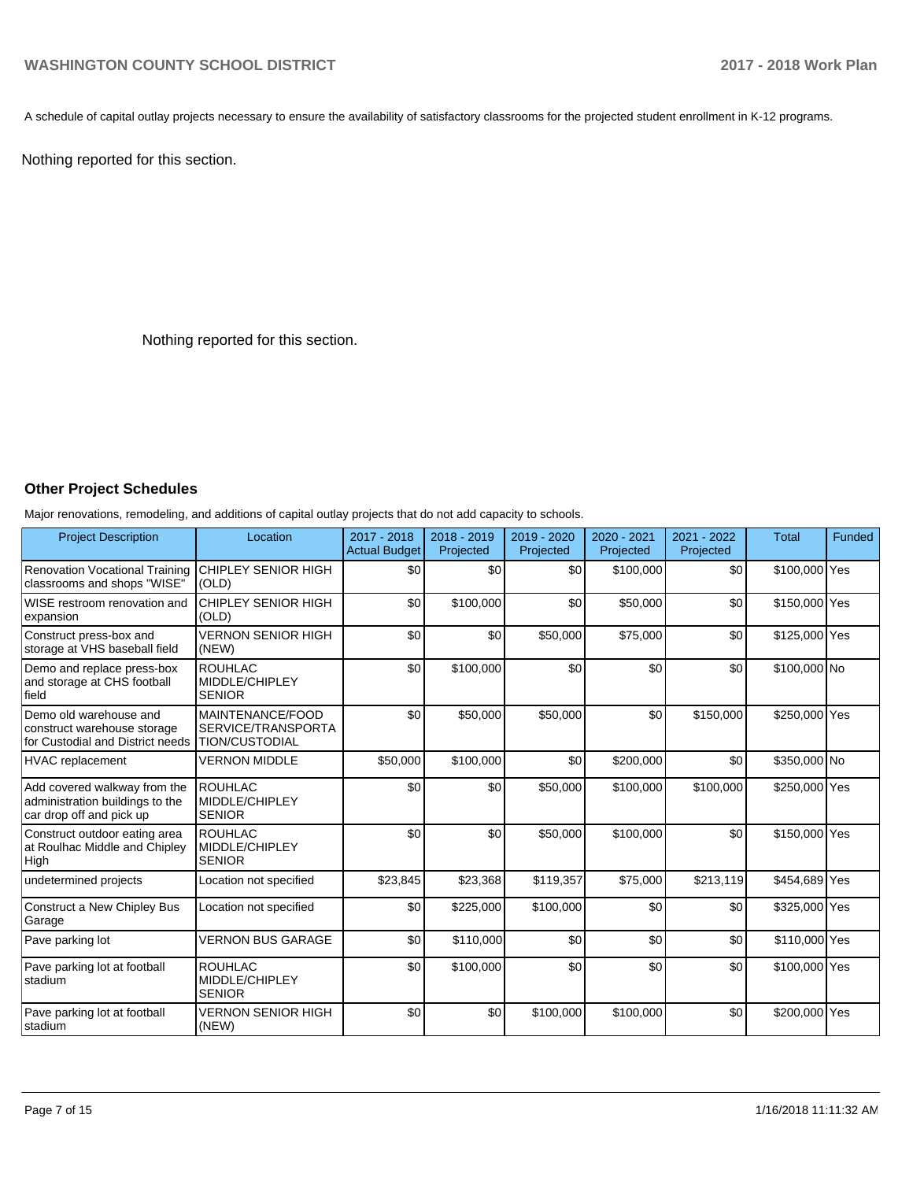A schedule of capital outlay projects necessary to ensure the availability of satisfactory classrooms for the projected student enrollment in K-12 programs.

Nothing reported for this section.

Nothing reported for this section.

### Other Project Schedules

Major renovations, remodeling, and additions of capital outlay projects that do not add capacity to schools.

| Project Description | Location | 2017 - 2018 Actual Budget | 2018 - 2019 Projected | 2019 - 2020 Projected | 2020 - 2021 Projected | 2021 - 2022 Projected | Total | Funded |
|---|---|---|---|---|---|---|---|---|
| Renovation Vocational Training classrooms and shops "WISE" | CHIPLEY SENIOR HIGH (OLD) | $0 | $0 | $0 | $100,000 | $0 | $100,000 | Yes |
| WISE restroom renovation and expansion | CHIPLEY SENIOR HIGH (OLD) | $0 | $100,000 | $0 | $50,000 | $0 | $150,000 | Yes |
| Construct press-box and storage at VHS baseball field | VERNON SENIOR HIGH (NEW) | $0 | $0 | $50,000 | $75,000 | $0 | $125,000 | Yes |
| Demo and replace press-box and storage at CHS football field | ROUHLAC MIDDLE/CHIPLEY SENIOR | $0 | $100,000 | $0 | $0 | $0 | $100,000 | No |
| Demo old warehouse and construct warehouse storage for Custodial and District needs | MAINTENANCE/FOOD SERVICE/TRANSPORTATION/CUSTODIAL | $0 | $50,000 | $50,000 | $0 | $150,000 | $250,000 | Yes |
| HVAC replacement | VERNON MIDDLE | $50,000 | $100,000 | $0 | $200,000 | $0 | $350,000 | No |
| Add covered walkway from the administration buildings to the car drop off and pick up | ROUHLAC MIDDLE/CHIPLEY SENIOR | $0 | $0 | $50,000 | $100,000 | $100,000 | $250,000 | Yes |
| Construct outdoor eating area at Roulhac Middle and Chipley High | ROUHLAC MIDDLE/CHIPLEY SENIOR | $0 | $0 | $50,000 | $100,000 | $0 | $150,000 | Yes |
| undetermined projects | Location not specified | $23,845 | $23,368 | $119,357 | $75,000 | $213,119 | $454,689 | Yes |
| Construct a New Chipley Bus Garage | Location not specified | $0 | $225,000 | $100,000 | $0 | $0 | $325,000 | Yes |
| Pave parking lot | VERNON BUS GARAGE | $0 | $110,000 | $0 | $0 | $0 | $110,000 | Yes |
| Pave parking lot at football stadium | ROUHLAC MIDDLE/CHIPLEY SENIOR | $0 | $100,000 | $0 | $0 | $0 | $100,000 | Yes |
| Pave parking lot at football stadium | VERNON SENIOR HIGH (NEW) | $0 | $0 | $100,000 | $100,000 | $0 | $200,000 | Yes |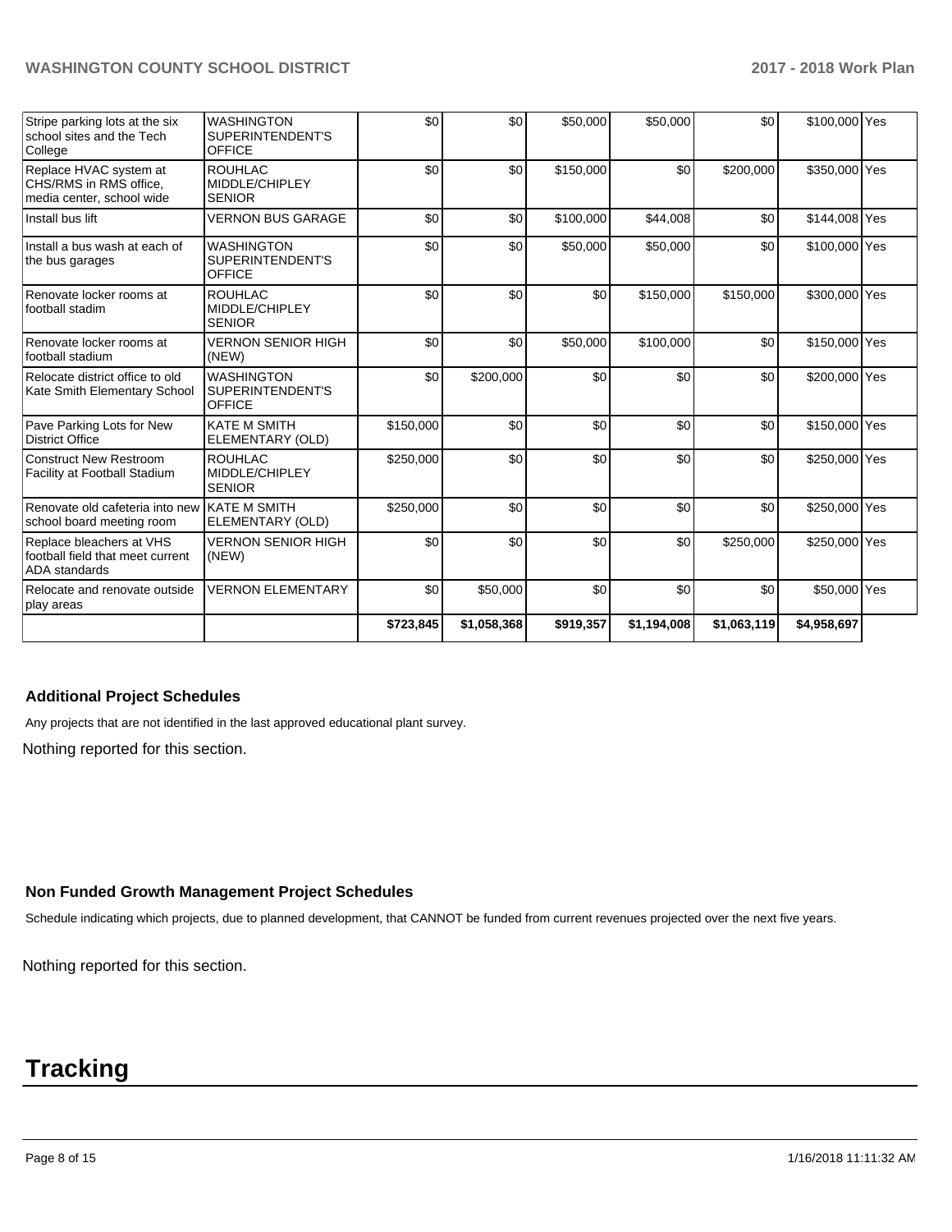| | | | | | | | | |
|---|---|---|---|---|---|---|---|---|
| Stripe parking lots at the six school sites and the Tech College | WASHINGTON SUPERINTENDENT'S OFFICE | $0 | $0 | $50,000 | $50,000 | $0 | $100,000 | Yes |
| Replace HVAC system at CHS/RMS in RMS office, media center, school wide | ROUHLAC MIDDLE/CHIPLEY SENIOR | $0 | $0 | $150,000 | $0 | $200,000 | $350,000 | Yes |
| Install bus lift | VERNON BUS GARAGE | $0 | $0 | $100,000 | $44,008 | $0 | $144,008 | Yes |
| Install a bus wash at each of the bus garages | WASHINGTON SUPERINTENDENT'S OFFICE | $0 | $0 | $50,000 | $50,000 | $0 | $100,000 | Yes |
| Renovate locker rooms at football stadim | ROUHLAC MIDDLE/CHIPLEY SENIOR | $0 | $0 | $0 | $150,000 | $150,000 | $300,000 | Yes |
| Renovate locker rooms at football stadium | VERNON SENIOR HIGH (NEW) | $0 | $0 | $50,000 | $100,000 | $0 | $150,000 | Yes |
| Relocate district office to old Kate Smith Elementary School | WASHINGTON SUPERINTENDENT'S OFFICE | $0 | $200,000 | $0 | $0 | $0 | $200,000 | Yes |
| Pave Parking Lots for New District Office | KATE M SMITH ELEMENTARY (OLD) | $150,000 | $0 | $0 | $0 | $0 | $150,000 | Yes |
| Construct New Restroom Facility at Football Stadium | ROUHLAC MIDDLE/CHIPLEY SENIOR | $250,000 | $0 | $0 | $0 | $0 | $250,000 | Yes |
| Renovate old cafeteria into new school board meeting room | KATE M SMITH ELEMENTARY (OLD) | $250,000 | $0 | $0 | $0 | $0 | $250,000 | Yes |
| Replace bleachers at VHS football field that meet current ADA standards | VERNON SENIOR HIGH (NEW) | $0 | $0 | $0 | $0 | $250,000 | $250,000 | Yes |
| Relocate and renovate outside play areas | VERNON ELEMENTARY | $0 | $50,000 | $0 | $0 | $0 | $50,000 | Yes |
| | | $723,845 | $1,058,368 | $919,357 | $1,194,008 | $1,063,119 | $4,958,697 | |

### Additional Project Schedules

Any projects that are not identified in the last approved educational plant survey.

Nothing reported for this section.

### Non Funded Growth Management Project Schedules

Schedule indicating which projects, due to planned development, that CANNOT be funded from current revenues projected over the next five years.

Nothing reported for this section.

# Tracking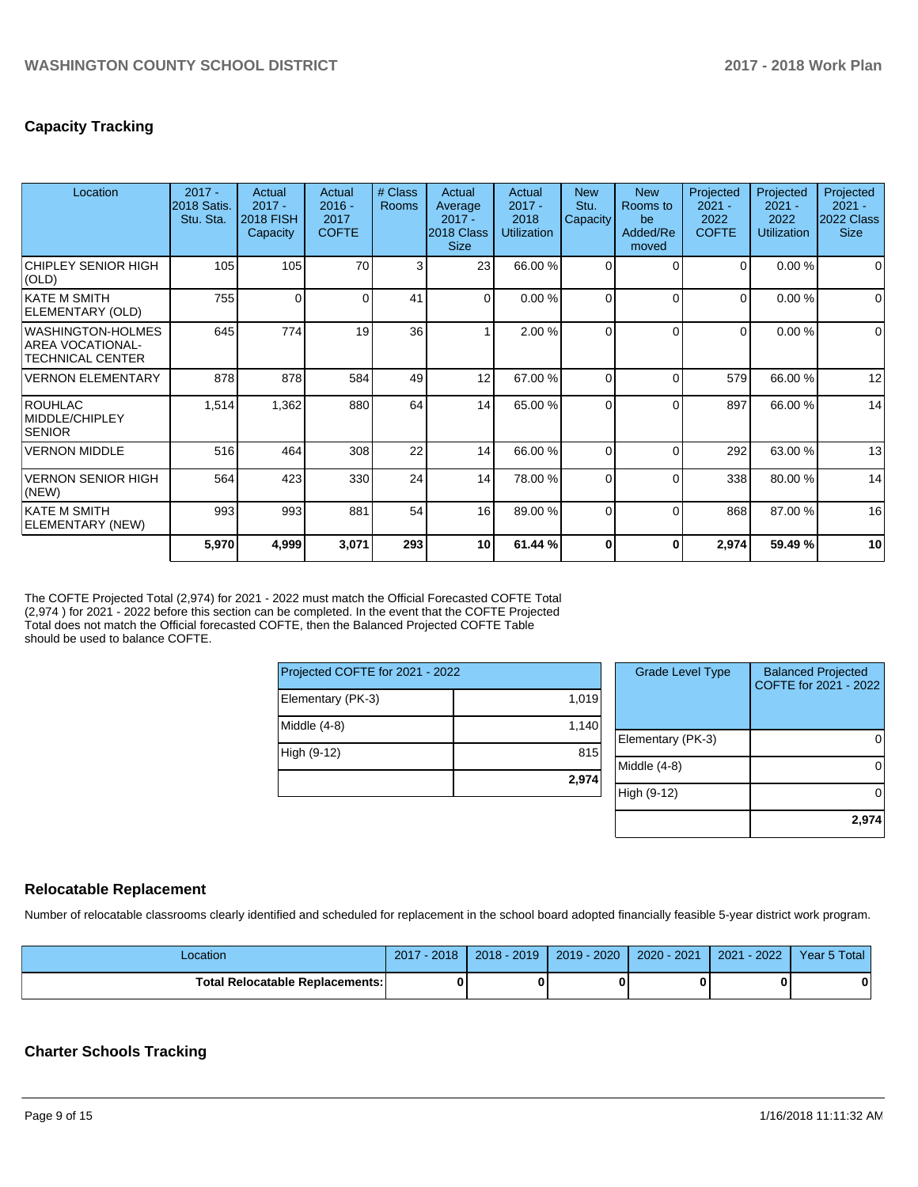## Capacity Tracking

| Location | 2017 - 2018 Satis. Stu. Sta. | Actual 2017 - 2018 FISH Capacity | Actual 2016 - 2017 COFTE | # Class Rooms | Actual Average 2017 - 2018 Class Size | Actual 2017 - 2018 Utilization | New Stu. Capacity | New Rooms to be Added/Removed | Projected 2021 - 2022 COFTE | Projected 2021 - 2022 Utilization | Projected 2021 - 2022 Class Size |
|---|---|---|---|---|---|---|---|---|---|---|---|
| CHIPLEY SENIOR HIGH (OLD) | 105 | 105 | 70 | 3 | 23 | 66.00 % | 0 | 0 | 0 | 0.00 % | 0 |
| KATE M SMITH ELEMENTARY (OLD) | 755 | 0 | 0 | 41 | 0 | 0.00 % | 0 | 0 | 0 | 0.00 % | 0 |
| WASHINGTON-HOLMES AREA VOCATIONAL-TECHNICAL CENTER | 645 | 774 | 19 | 36 | 1 | 2.00 % | 0 | 0 | 0 | 0.00 % | 0 |
| VERNON ELEMENTARY | 878 | 878 | 584 | 49 | 12 | 67.00 % | 0 | 0 | 579 | 66.00 % | 12 |
| ROUHLAC MIDDLE/CHIPLEY SENIOR | 1,514 | 1,362 | 880 | 64 | 14 | 65.00 % | 0 | 0 | 897 | 66.00 % | 14 |
| VERNON MIDDLE | 516 | 464 | 308 | 22 | 14 | 66.00 % | 0 | 0 | 292 | 63.00 % | 13 |
| VERNON SENIOR HIGH (NEW) | 564 | 423 | 330 | 24 | 14 | 78.00 % | 0 | 0 | 338 | 80.00 % | 14 |
| KATE M SMITH ELEMENTARY (NEW) | 993 | 993 | 881 | 54 | 16 | 89.00 % | 0 | 0 | 868 | 87.00 % | 16 |
| | **5,970** | **4,999** | **3,071** | **293** | **10** | **61.44 %** | **0** | **0** | **2,974** | **59.49 %** | **10** |

The COFTE Projected Total (2,974) for 2021 - 2022 must match the Official Forecasted COFTE Total (2,974 ) for 2021 - 2022 before this section can be completed. In the event that the COFTE Projected Total does not match the Official forecasted COFTE, then the Balanced Projected COFTE Table should be used to balance COFTE.

| Projected COFTE for 2021 - 2022 | |
|---|---|
| Elementary (PK-3) | 1,019 |
| Middle (4-8) | 1,140 |
| High (9-12) | 815 |
| | **2,974** |

| Grade Level Type | Balanced Projected COFTE for 2021 - 2022 |
|---|---|
| Elementary (PK-3) | 0 |
| Middle (4-8) | 0 |
| High (9-12) | 0 |
| | **2,974** |

## Relocatable Replacement

Number of relocatable classrooms clearly identified and scheduled for replacement in the school board adopted financially feasible 5-year district work program.

| Location | 2017 - 2018 | 2018 - 2019 | 2019 - 2020 | 2020 - 2021 | 2021 - 2022 | Year 5 Total |
|---|---|---|---|---|---|---|
| **Total Relocatable Replacements:** | **0** | **0** | **0** | **0** | **0** | **0** |

## Charter Schools Tracking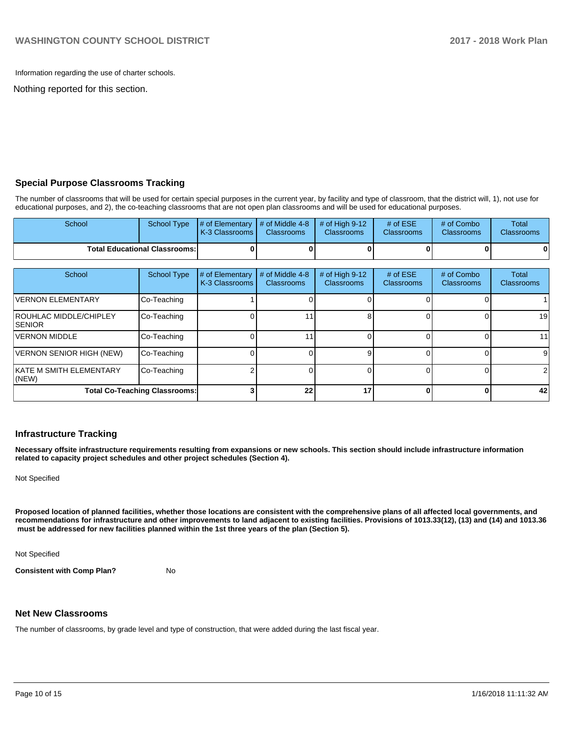Information regarding the use of charter schools.

Nothing reported for this section.

## Special Purpose Classrooms Tracking

The number of classrooms that will be used for certain special purposes in the current year, by facility and type of classroom, that the district will, 1), not use for educational purposes, and 2), the co-teaching classrooms that are not open plan classrooms and will be used for educational purposes.

| School | School Type | # of Elementary K-3 Classrooms | # of Middle 4-8 Classrooms | # of High 9-12 Classrooms | # of ESE Classrooms | # of Combo Classrooms | Total Classrooms |
|---|---|---|---|---|---|---|---|
| **Total Educational Classrooms:** | | **0** | **0** | **0** | **0** | **0** | **0** |

| School | School Type | # of Elementary K-3 Classrooms | # of Middle 4-8 Classrooms | # of High 9-12 Classrooms | # of ESE Classrooms | # of Combo Classrooms | Total Classrooms |
|---|---|---|---|---|---|---|---|
| VERNON ELEMENTARY | Co-Teaching | 1 | 0 | 0 | 0 | 0 | 1 |
| ROUHLAC MIDDLE/CHIPLEY SENIOR | Co-Teaching | 0 | 11 | 8 | 0 | 0 | 19 |
| VERNON MIDDLE | Co-Teaching | 0 | 11 | 0 | 0 | 0 | 11 |
| VERNON SENIOR HIGH (NEW) | Co-Teaching | 0 | 0 | 9 | 0 | 0 | 9 |
| KATE M SMITH ELEMENTARY (NEW) | Co-Teaching | 2 | 0 | 0 | 0 | 0 | 2 |
| **Total Co-Teaching Classrooms:** | | **3** | **22** | **17** | **0** | **0** | **42** |

## Infrastructure Tracking

**Necessary offsite infrastructure requirements resulting from expansions or new schools. This section should include infrastructure information related to capacity project schedules and other project schedules (Section 4).**

Not Specified

**Proposed location of planned facilities, whether those locations are consistent with the comprehensive plans of all affected local governments, and recommendations for infrastructure and other improvements to land adjacent to existing facilities. Provisions of 1013.33(12), (13) and (14) and 1013.36 must be addressed for new facilities planned within the 1st three years of the plan (Section 5).**

Not Specified

**Consistent with Comp Plan?** No

## Net New Classrooms

The number of classrooms, by grade level and type of construction, that were added during the last fiscal year.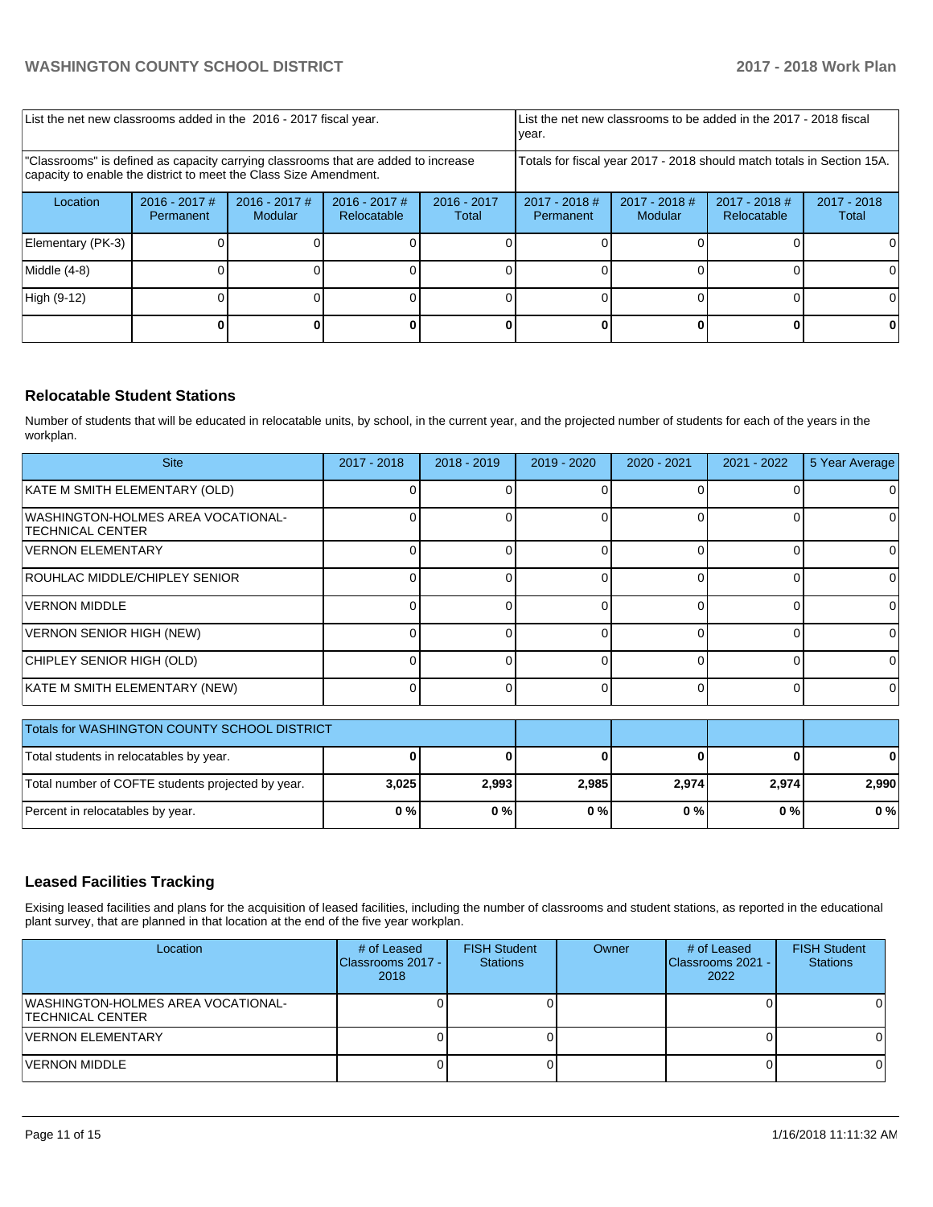| List the net new classrooms added in the 2016 - 2017 fiscal year. | | | | List the net new classrooms to be added in the 2017 - 2018 fiscal year. | | | |
|---|---|---|---|---|---|---|---|
| "Classrooms" is defined as capacity carrying classrooms that are added to increase capacity to enable the district to meet the Class Size Amendment. | | | | Totals for fiscal year 2017 - 2018 should match totals in Section 15A. | | | |
| Location | 2016 - 2017 # Permanent | 2016 - 2017 # Modular | 2016 - 2017 # Relocatable | 2016 - 2017 Total | 2017 - 2018 # Permanent | 2017 - 2018 # Modular | 2017 - 2018 # Relocatable | 2017 - 2018 Total |
| Elementary (PK-3) | 0 | 0 | 0 | 0 | 0 | 0 | 0 | 0 |
| Middle (4-8) | 0 | 0 | 0 | 0 | 0 | 0 | 0 | 0 |
| High (9-12) | 0 | 0 | 0 | 0 | 0 | 0 | 0 | 0 |
| | **0** | **0** | **0** | **0** | **0** | **0** | **0** | **0** |

## Relocatable Student Stations

Number of students that will be educated in relocatable units, by school, in the current year, and the projected number of students for each of the years in the workplan.

| Site | 2017 - 2018 | 2018 - 2019 | 2019 - 2020 | 2020 - 2021 | 2021 - 2022 | 5 Year Average |
|---|---|---|---|---|---|---|
| KATE M SMITH ELEMENTARY (OLD) | 0 | 0 | 0 | 0 | 0 | 0 |
| WASHINGTON-HOLMES AREA VOCATIONAL-TECHNICAL CENTER | 0 | 0 | 0 | 0 | 0 | 0 |
| VERNON ELEMENTARY | 0 | 0 | 0 | 0 | 0 | 0 |
| ROUHLAC MIDDLE/CHIPLEY SENIOR | 0 | 0 | 0 | 0 | 0 | 0 |
| VERNON MIDDLE | 0 | 0 | 0 | 0 | 0 | 0 |
| VERNON SENIOR HIGH (NEW) | 0 | 0 | 0 | 0 | 0 | 0 |
| CHIPLEY SENIOR HIGH (OLD) | 0 | 0 | 0 | 0 | 0 | 0 |
| KATE M SMITH ELEMENTARY (NEW) | 0 | 0 | 0 | 0 | 0 | 0 |

| Totals for WASHINGTON COUNTY SCHOOL DISTRICT | | | | | | |
|---|---|---|---|---|---|---|
| Total students in relocatables by year. | **0** | **0** | **0** | **0** | **0** | **0** |
| Total number of COFTE students projected by year. | **3,025** | **2,993** | **2,985** | **2,974** | **2,974** | **2,990** |
| Percent in relocatables by year. | **0 %** | **0 %** | **0 %** | **0 %** | **0 %** | **0 %** |

## Leased Facilities Tracking

Exising leased facilities and plans for the acquisition of leased facilities, including the number of classrooms and student stations, as reported in the educational plant survey, that are planned in that location at the end of the five year workplan.

| Location | # of Leased Classrooms 2017 - 2018 | FISH Student Stations | Owner | # of Leased Classrooms 2021 - 2022 | FISH Student Stations |
|---|---|---|---|---|---|
| WASHINGTON-HOLMES AREA VOCATIONAL-TECHNICAL CENTER | 0 | 0 | | 0 | 0 |
| VERNON ELEMENTARY | 0 | 0 | | 0 | 0 |
| VERNON MIDDLE | 0 | 0 | | 0 | 0 |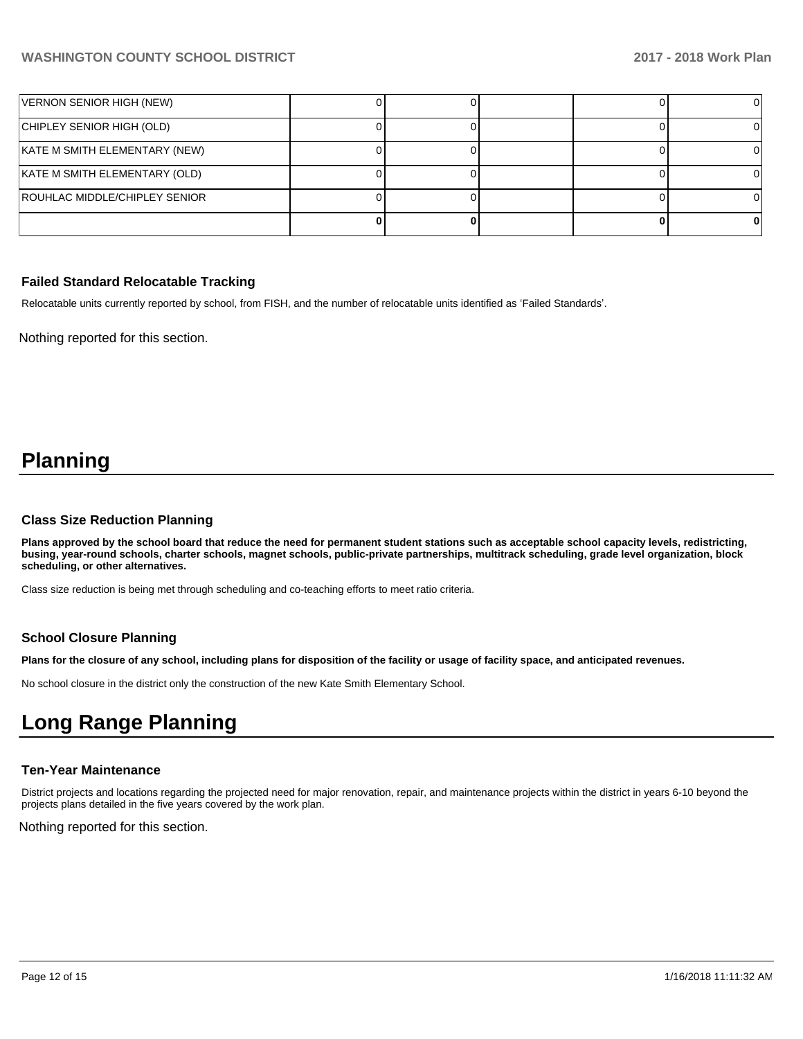| | | | | | |
|---|---|---|---|---|---|
| VERNON SENIOR HIGH (NEW) | 0 | 0 | | 0 | 0 |
| CHIPLEY SENIOR HIGH (OLD) | 0 | 0 | | 0 | 0 |
| KATE M SMITH ELEMENTARY (NEW) | 0 | 0 | | 0 | 0 |
| KATE M SMITH ELEMENTARY (OLD) | 0 | 0 | | 0 | 0 |
| ROUHLAC MIDDLE/CHIPLEY SENIOR | 0 | 0 | | 0 | 0 |
| | **0** | **0** | | **0** | **0** |

### Failed Standard Relocatable Tracking

Relocatable units currently reported by school, from FISH, and the number of relocatable units identified as 'Failed Standards'.

Nothing reported for this section.

# Planning

### Class Size Reduction Planning

**Plans approved by the school board that reduce the need for permanent student stations such as acceptable school capacity levels, redistricting, busing, year-round schools, charter schools, magnet schools, public-private partnerships, multitrack scheduling, grade level organization, block scheduling, or other alternatives.**

Class size reduction is being met through scheduling and co-teaching efforts to meet ratio criteria.

### School Closure Planning

**Plans for the closure of any school, including plans for disposition of the facility or usage of facility space, and anticipated revenues.**

No school closure in the district only the construction of the new Kate Smith Elementary School.

# Long Range Planning

### Ten-Year Maintenance

District projects and locations regarding the projected need for major renovation, repair, and maintenance projects within the district in years 6-10 beyond the projects plans detailed in the five years covered by the work plan.

Nothing reported for this section.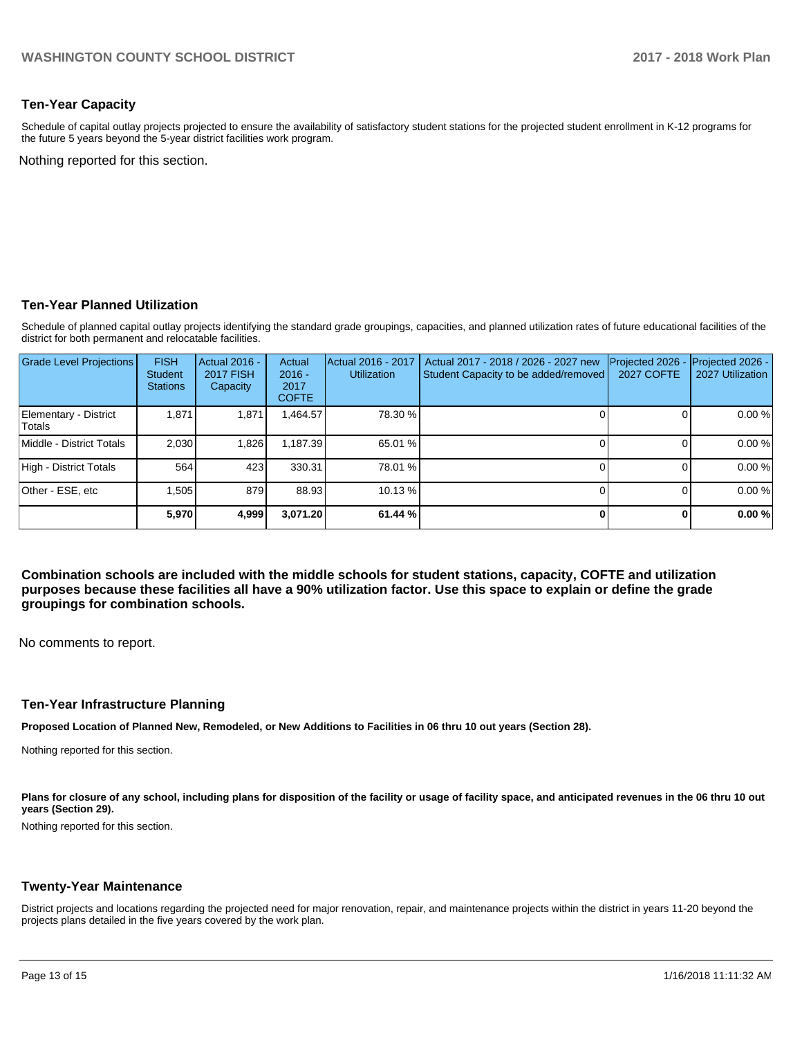## Ten-Year Capacity

Schedule of capital outlay projects projected to ensure the availability of satisfactory student stations for the projected student enrollment in K-12 programs for the future 5 years beyond the 5-year district facilities work program.

Nothing reported for this section.

## Ten-Year Planned Utilization

Schedule of planned capital outlay projects identifying the standard grade groupings, capacities, and planned utilization rates of future educational facilities of the district for both permanent and relocatable facilities.

| Grade Level Projections | FISH Student Stations | Actual 2016 - 2017 FISH Capacity | Actual 2016 - 2017 COFTE | Actual 2016 - 2017 Utilization | Actual 2017 - 2018 / 2026 - 2027 new Student Capacity to be added/removed | Projected 2026 - 2027 COFTE | Projected 2026 - 2027 Utilization |
|---|---|---|---|---|---|---|---|
| Elementary - District Totals | 1,871 | 1,871 | 1,464.57 | 78.30 % | 0 | 0 | 0.00 % |
| Middle - District Totals | 2,030 | 1,826 | 1,187.39 | 65.01 % | 0 | 0 | 0.00 % |
| High - District Totals | 564 | 423 | 330.31 | 78.01 % | 0 | 0 | 0.00 % |
| Other - ESE, etc | 1,505 | 879 | 88.93 | 10.13 % | 0 | 0 | 0.00 % |
| | **5,970** | **4,999** | **3,071.20** | **61.44 %** | **0** | **0** | **0.00 %** |

**Combination schools are included with the middle schools for student stations, capacity, COFTE and utilization purposes because these facilities all have a 90% utilization factor. Use this space to explain or define the grade groupings for combination schools.**

No comments to report.

## Ten-Year Infrastructure Planning

**Proposed Location of Planned New, Remodeled, or New Additions to Facilities in 06 thru 10 out years (Section 28).**

Nothing reported for this section.

**Plans for closure of any school, including plans for disposition of the facility or usage of facility space, and anticipated revenues in the 06 thru 10 out years (Section 29).**

Nothing reported for this section.

## Twenty-Year Maintenance

District projects and locations regarding the projected need for major renovation, repair, and maintenance projects within the district in years 11-20 beyond the projects plans detailed in the five years covered by the work plan.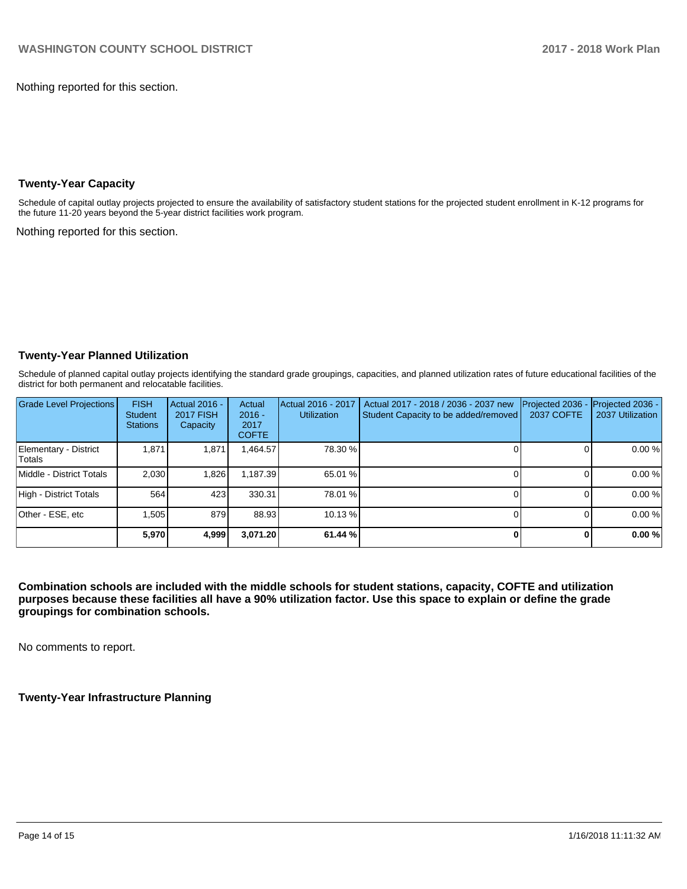Nothing reported for this section.

## Twenty-Year Capacity

Schedule of capital outlay projects projected to ensure the availability of satisfactory student stations for the projected student enrollment in K-12 programs for the future 11-20 years beyond the 5-year district facilities work program.

Nothing reported for this section.

## Twenty-Year Planned Utilization

Schedule of planned capital outlay projects identifying the standard grade groupings, capacities, and planned utilization rates of future educational facilities of the district for both permanent and relocatable facilities.

| Grade Level Projections | FISH Student Stations | Actual 2016 - 2017 FISH Capacity | Actual 2016 - 2017 COFTE | Actual 2016 - 2017 Utilization | Actual 2017 - 2018 / 2036 - 2037 new Student Capacity to be added/removed | Projected 2036 - 2037 COFTE | Projected 2036 - 2037 Utilization |
|---|---|---|---|---|---|---|---|
| Elementary - District Totals | 1,871 | 1,871 | 1,464.57 | 78.30 % | 0 | 0 | 0.00 % |
| Middle - District Totals | 2,030 | 1,826 | 1,187.39 | 65.01 % | 0 | 0 | 0.00 % |
| High - District Totals | 564 | 423 | 330.31 | 78.01 % | 0 | 0 | 0.00 % |
| Other - ESE, etc | 1,505 | 879 | 88.93 | 10.13 % | 0 | 0 | 0.00 % |
| | **5,970** | **4,999** | **3,071.20** | **61.44 %** | **0** | **0** | **0.00 %** |

**Combination schools are included with the middle schools for student stations, capacity, COFTE and utilization purposes because these facilities all have a 90% utilization factor. Use this space to explain or define the grade groupings for combination schools.**

No comments to report.

## Twenty-Year Infrastructure Planning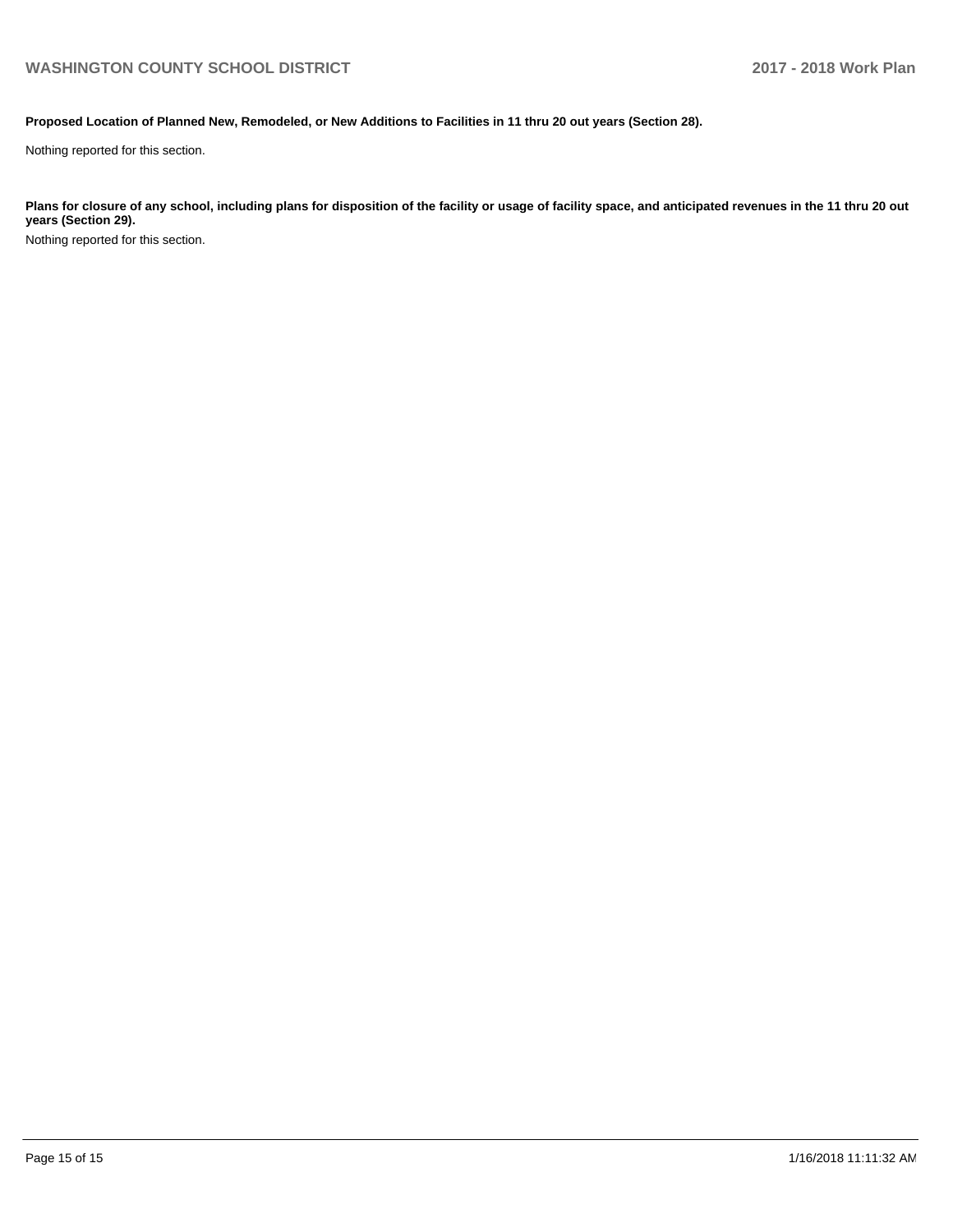**Proposed Location of Planned New, Remodeled, or New Additions to Facilities in 11 thru 20 out years (Section 28).**

Nothing reported for this section.

**Plans for closure of any school, including plans for disposition of the facility or usage of facility space, and anticipated revenues in the 11 thru 20 out years (Section 29).**

Nothing reported for this section.